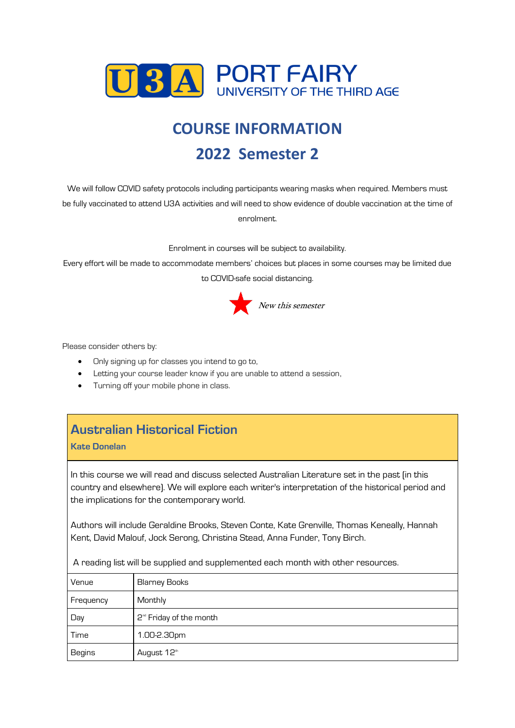# U3A PORT FAIRY
UNIVERSITY OF THE THIRD AGE

# COURSE INFORMATION
# 2022 Semester 2

We will follow COVID safety protocols including participants wearing masks when required. Members must be fully vaccinated to attend U3A activities and will need to show evidence of double vaccination at the time of enrolment.

Enrolment in courses will be subject to availability.
Every effort will be made to accommodate members' choices but places in some courses may be limited due to COVID-safe social distancing.

★ *New this semester*

Please consider others by:

- Only signing up for classes you intend to go to,
- Letting your course leader know if you are unable to attend a session,
- Turning off your mobile phone in class.

## Australian Historical Fiction
**Kate Donelan**

In this course we will read and discuss selected Australian Literature set in the past (in this country and elsewhere). We will explore each writer's interpretation of the historical period and the implications for the contemporary world.

Authors will include Geraldine Brooks, Steven Conte, Kate Grenville, Thomas Keneally, Hannah Kent, David Malouf, Jock Serong, Christina Stead, Anna Funder, Tony Birch.

A reading list will be supplied and supplemented each month with other resources.

| Venue | Blarney Books |
|---|---|
| Frequency | Monthly |
| Day | 2nd Friday of the month |
| Time | 1.00-2.30pm |
| Begins | August 12th |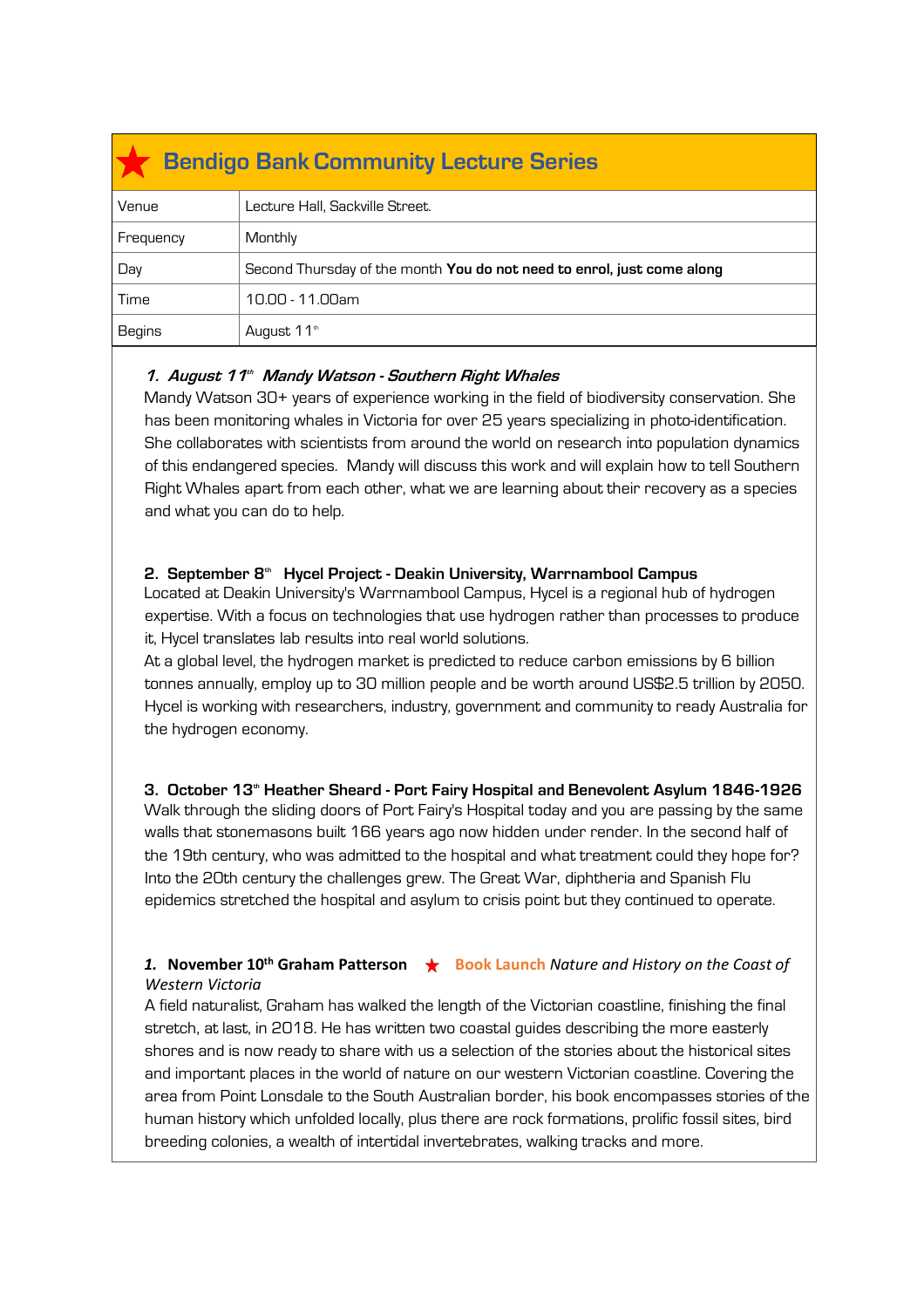## ★ Bendigo Bank Community Lecture Series

| | |
|---|---|
| Venue | Lecture Hall, Sackville Street. |
| Frequency | Monthly |
| Day | Second Thursday of the month **You do not need to enrol, just come along** |
| Time | 10.00 - 11.00am |
| Begins | August 11th |

**1. *August 11th Mandy Watson - Southern Right Whales***

Mandy Watson 30+ years of experience working in the field of biodiversity conservation. She has been monitoring whales in Victoria for over 25 years specializing in photo-identification. She collaborates with scientists from around the world on research into population dynamics of this endangered species. Mandy will discuss this work and will explain how to tell Southern Right Whales apart from each other, what we are learning about their recovery as a species and what you can do to help.

**2. September 8th Hycel Project - Deakin University, Warrnambool Campus**

Located at Deakin University's Warrnambool Campus, Hycel is a regional hub of hydrogen expertise. With a focus on technologies that use hydrogen rather than processes to produce it, Hycel translates lab results into real world solutions.

At a global level, the hydrogen market is predicted to reduce carbon emissions by 6 billion tonnes annually, employ up to 30 million people and be worth around US$2.5 trillion by 2050. Hycel is working with researchers, industry, government and community to ready Australia for the hydrogen economy.

**3. October 13th Heather Sheard - Port Fairy Hospital and Benevolent Asylum 1846-1926**

Walk through the sliding doors of Port Fairy's Hospital today and you are passing by the same walls that stonemasons built 166 years ago now hidden under render. In the second half of the 19th century, who was admitted to the hospital and what treatment could they hope for? Into the 20th century the challenges grew. The Great War, diphtheria and Spanish Flu epidemics stretched the hospital and asylum to crisis point but they continued to operate.

***1.* November 10th Graham Patterson** ★ Book Launch *Nature and History on the Coast of Western Victoria*

A field naturalist, Graham has walked the length of the Victorian coastline, finishing the final stretch, at last, in 2018. He has written two coastal guides describing the more easterly shores and is now ready to share with us a selection of the stories about the historical sites and important places in the world of nature on our western Victorian coastline. Covering the area from Point Lonsdale to the South Australian border, his book encompasses stories of the human history which unfolded locally, plus there are rock formations, prolific fossil sites, bird breeding colonies, a wealth of intertidal invertebrates, walking tracks and more.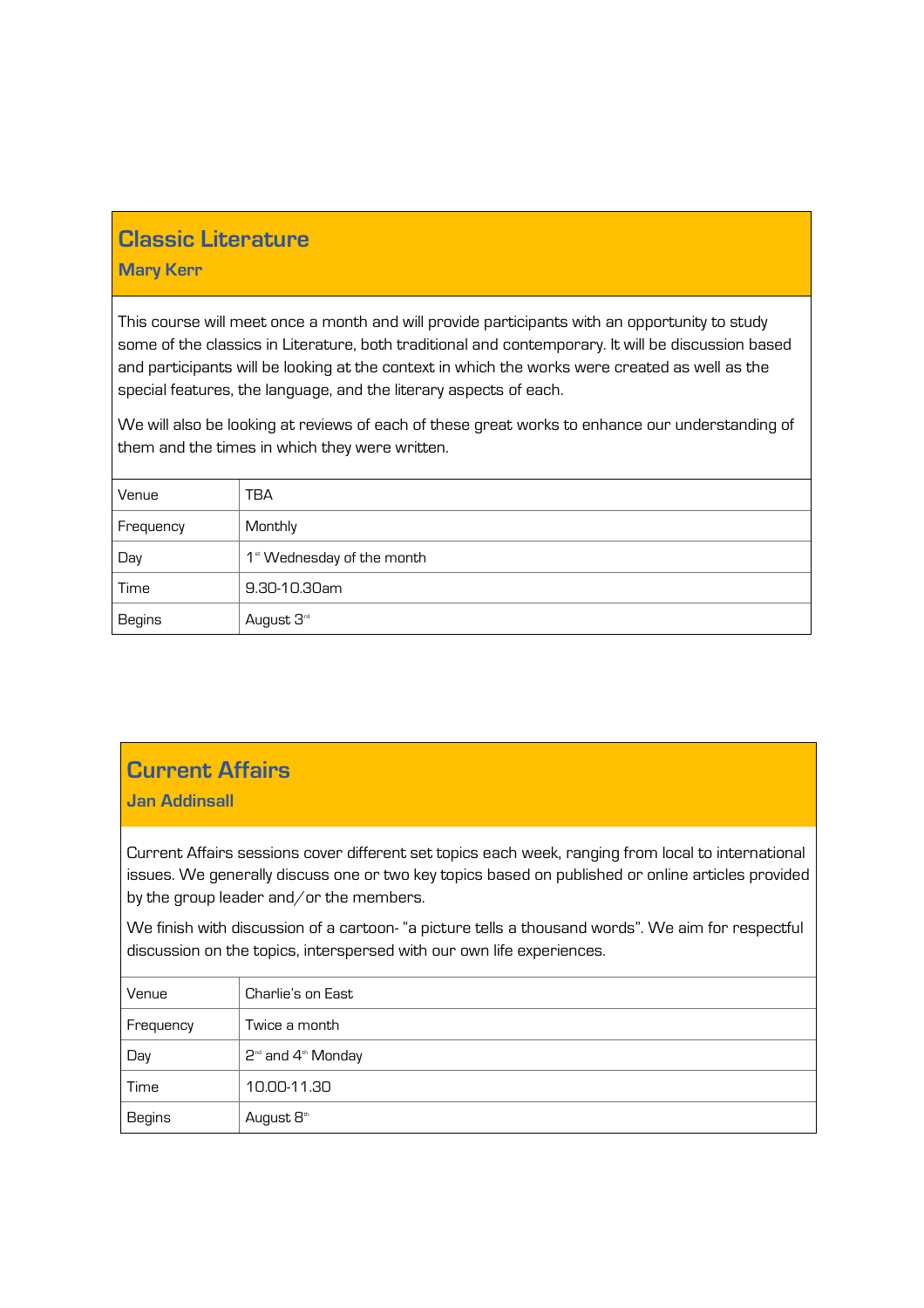## Classic Literature

### Mary Kerr

This course will meet once a month and will provide participants with an opportunity to study some of the classics in Literature, both traditional and contemporary. It will be discussion based and participants will be looking at the context in which the works were created as well as the special features, the language, and the literary aspects of each.

We will also be looking at reviews of each of these great works to enhance our understanding of them and the times in which they were written.

| | |
|---|---|
| Venue | TBA |
| Frequency | Monthly |
| Day | 1st Wednesday of the month |
| Time | 9.30-10.30am |
| Begins | August 3rd |

## Current Affairs

### Jan Addinsall

Current Affairs sessions cover different set topics each week, ranging from local to international issues. We generally discuss one or two key topics based on published or online articles provided by the group leader and/or the members.

We finish with discussion of a cartoon- "a picture tells a thousand words". We aim for respectful discussion on the topics, interspersed with our own life experiences.

| | |
|---|---|
| Venue | Charlie's on East |
| Frequency | Twice a month |
| Day | 2nd and 4th Monday |
| Time | 10.00-11.30 |
| Begins | August 8th |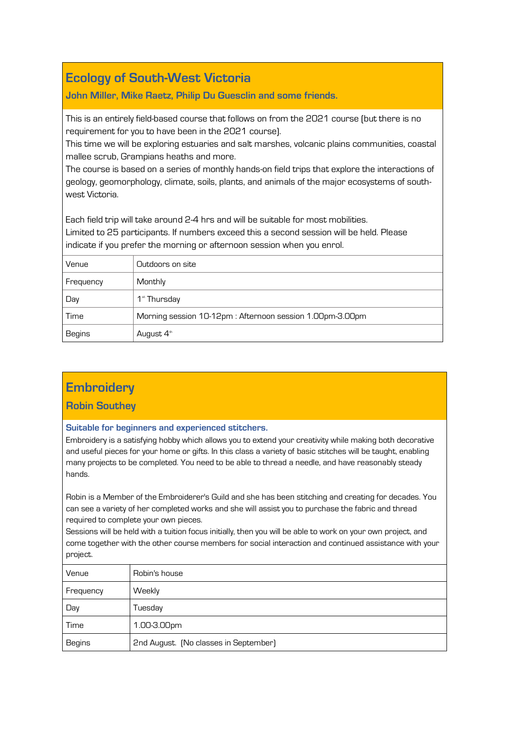## Ecology of South-West Victoria

**John Miller, Mike Raetz, Philip Du Guesclin and some friends.**

This is an entirely field-based course that follows on from the 2021 course (but there is no requirement for you to have been in the 2021 course).
This time we will be exploring estuaries and salt marshes, volcanic plains communities, coastal mallee scrub, Grampians heaths and more.
The course is based on a series of monthly hands-on field trips that explore the interactions of geology, geomorphology, climate, soils, plants, and animals of the major ecosystems of south-west Victoria.

Each field trip will take around 2-4 hrs and will be suitable for most mobilities.
Limited to 25 participants. If numbers exceed this a second session will be held. Please indicate if you prefer the morning or afternoon session when you enrol.

| | |
|---|---|
| Venue | Outdoors on site |
| Frequency | Monthly |
| Day | 1st Thursday |
| Time | Morning session 10-12pm : Afternoon session 1.00pm-3.00pm |
| Begins | August 4th |

## Embroidery

**Robin Southey**

**Suitable for beginners and experienced stitchers.**

Embroidery is a satisfying hobby which allows you to extend your creativity while making both decorative and useful pieces for your home or gifts. In this class a variety of basic stitches will be taught, enabling many projects to be completed. You need to be able to thread a needle, and have reasonably steady hands.

Robin is a Member of the Embroiderer's Guild and she has been stitching and creating for decades. You can see a variety of her completed works and she will assist you to purchase the fabric and thread required to complete your own pieces.
Sessions will be held with a tuition focus initially, then you will be able to work on your own project, and come together with the other course members for social interaction and continued assistance with your project.

| | |
|---|---|
| Venue | Robin's house |
| Frequency | Weekly |
| Day | Tuesday |
| Time | 1.00-3.00pm |
| Begins | 2nd August. (No classes in September) |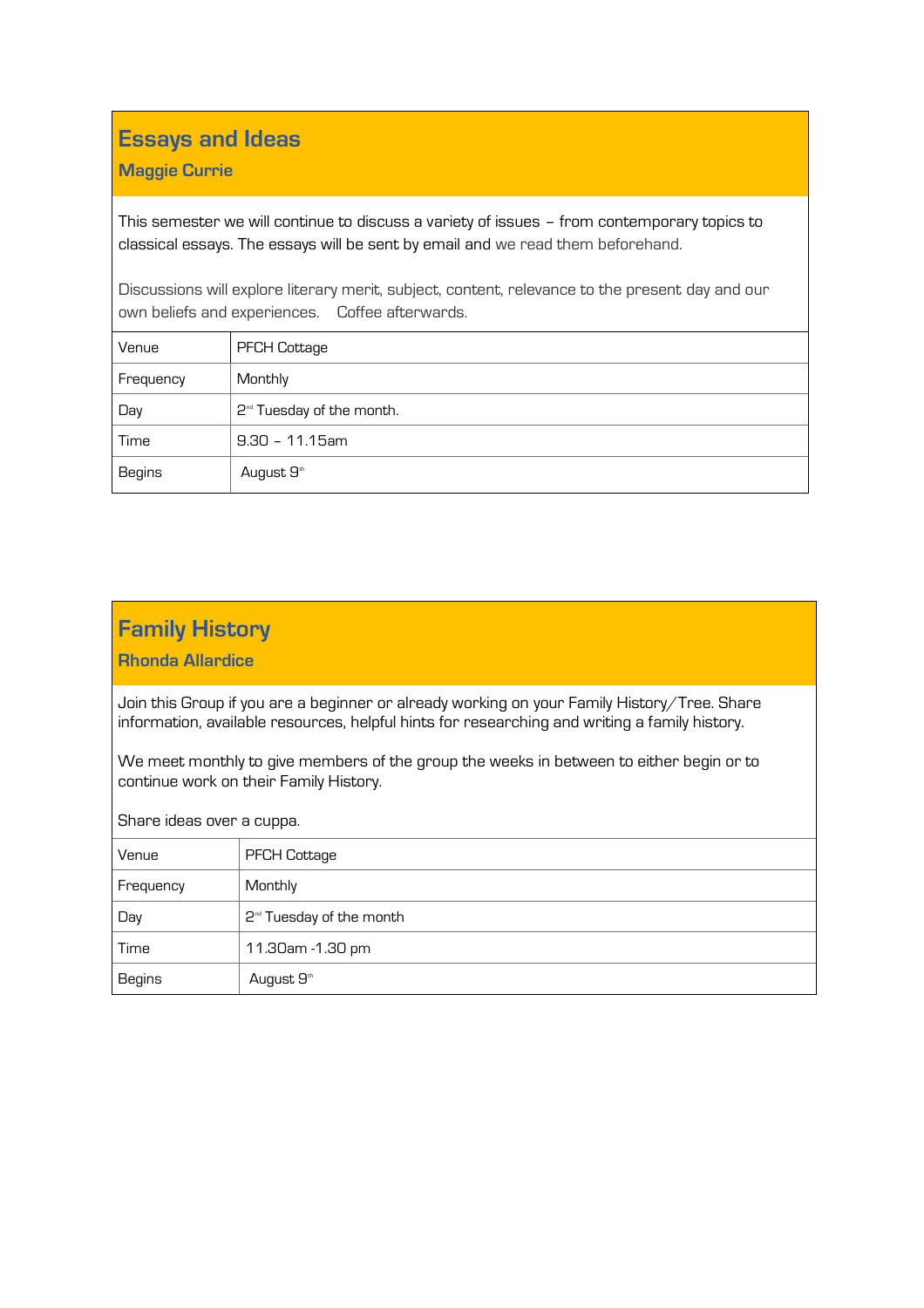## Essays and Ideas

### Maggie Currie

This semester we will continue to discuss a variety of issues – from contemporary topics to classical essays. The essays will be sent by email and we read them beforehand.

Discussions will explore literary merit, subject, content, relevance to the present day and our own beliefs and experiences. Coffee afterwards.

| | |
|---|---|
| Venue | PFCH Cottage |
| Frequency | Monthly |
| Day | 2nd Tuesday of the month. |
| Time | 9.30 – 11.15am |
| Begins | August 9th |

## Family History

### Rhonda Allardice

Join this Group if you are a beginner or already working on your Family History/Tree. Share information, available resources, helpful hints for researching and writing a family history.

We meet monthly to give members of the group the weeks in between to either begin or to continue work on their Family History.

Share ideas over a cuppa.

| | |
|---|---|
| Venue | PFCH Cottage |
| Frequency | Monthly |
| Day | 2nd Tuesday of the month |
| Time | 11.30am -1.30 pm |
| Begins | August 9th |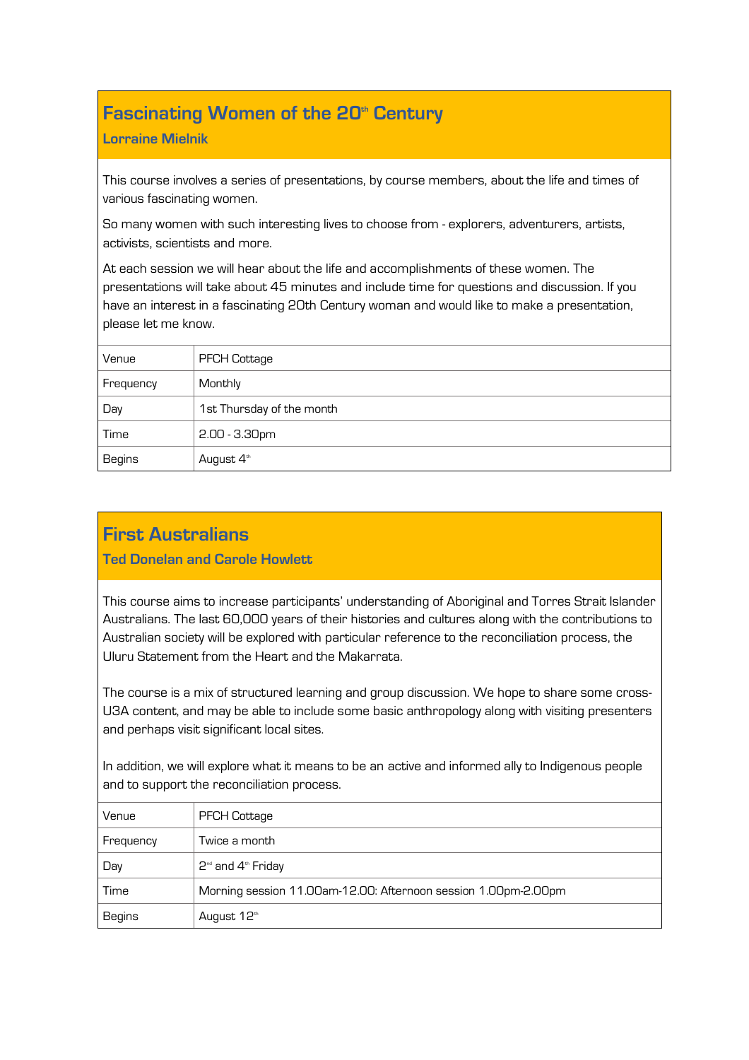## Fascinating Women of the 20th Century

**Lorraine Mielnik**

This course involves a series of presentations, by course members, about the life and times of various fascinating women.

So many women with such interesting lives to choose from - explorers, adventurers, artists, activists, scientists and more.

At each session we will hear about the life and accomplishments of these women. The presentations will take about 45 minutes and include time for questions and discussion. If you have an interest in a fascinating 20th Century woman and would like to make a presentation, please let me know.

| | |
|---|---|
| Venue | PFCH Cottage |
| Frequency | Monthly |
| Day | 1st Thursday of the month |
| Time | 2.00 - 3.30pm |
| Begins | August 4th |

## First Australians

**Ted Donelan and Carole Howlett**

This course aims to increase participants' understanding of Aboriginal and Torres Strait Islander Australians. The last 60,000 years of their histories and cultures along with the contributions to Australian society will be explored with particular reference to the reconciliation process, the Uluru Statement from the Heart and the Makarrata.

The course is a mix of structured learning and group discussion. We hope to share some cross-U3A content, and may be able to include some basic anthropology along with visiting presenters and perhaps visit significant local sites.

In addition, we will explore what it means to be an active and informed ally to Indigenous people and to support the reconciliation process.

| | |
|---|---|
| Venue | PFCH Cottage |
| Frequency | Twice a month |
| Day | 2nd and 4th Friday |
| Time | Morning session 11.00am-12.00: Afternoon session 1.00pm-2.00pm |
| Begins | August 12th |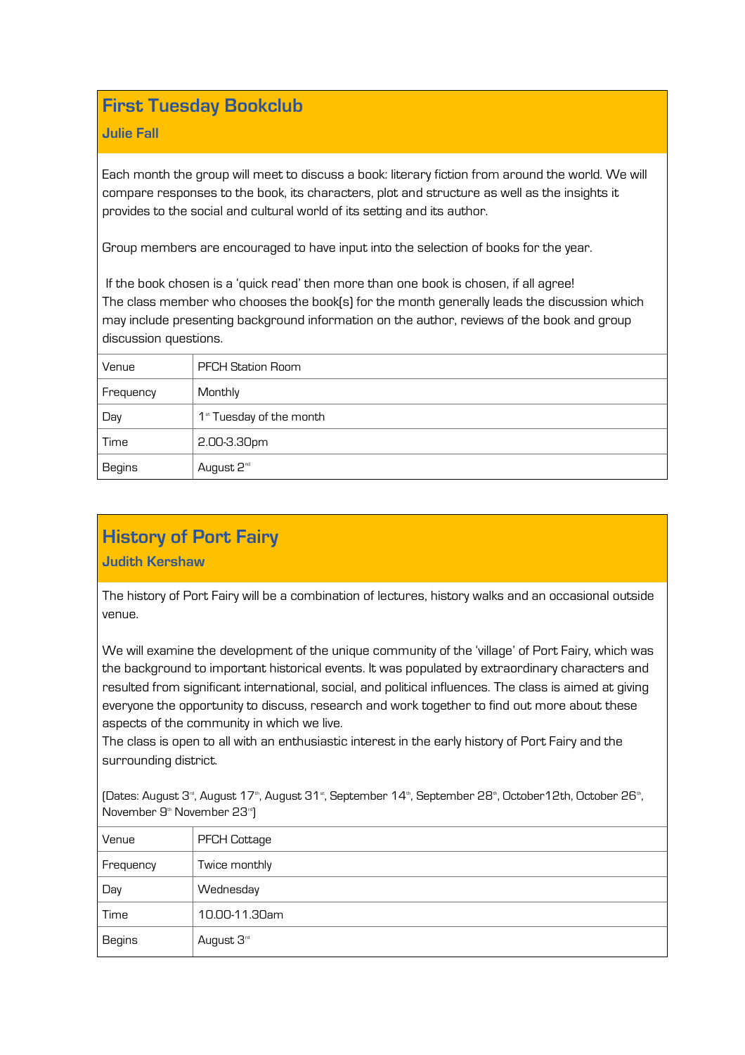## First Tuesday Bookclub

### Julie Fall

Each month the group will meet to discuss a book: literary fiction from around the world. We will compare responses to the book, its characters, plot and structure as well as the insights it provides to the social and cultural world of its setting and its author.

Group members are encouraged to have input into the selection of books for the year.

If the book chosen is a 'quick read' then more than one book is chosen, if all agree!
The class member who chooses the book(s) for the month generally leads the discussion which may include presenting background information on the author, reviews of the book and group discussion questions.

| Venue | PFCH Station Room |
|---|---|
| Frequency | Monthly |
| Day | 1st Tuesday of the month |
| Time | 2.00-3.30pm |
| Begins | August 2nd |

## History of Port Fairy

### Judith Kershaw

The history of Port Fairy will be a combination of lectures, history walks and an occasional outside venue.

We will examine the development of the unique community of the 'village' of Port Fairy, which was the background to important historical events. It was populated by extraordinary characters and resulted from significant international, social, and political influences. The class is aimed at giving everyone the opportunity to discuss, research and work together to find out more about these aspects of the community in which we live.
The class is open to all with an enthusiastic interest in the early history of Port Fairy and the surrounding district.

(Dates: August 3rd, August 17th, August 31st, September 14th, September 28th, October12th, October 26th, November 9th November 23rd)

| Venue | PFCH Cottage |
|---|---|
| Frequency | Twice monthly |
| Day | Wednesday |
| Time | 10.00-11.30am |
| Begins | August 3rd |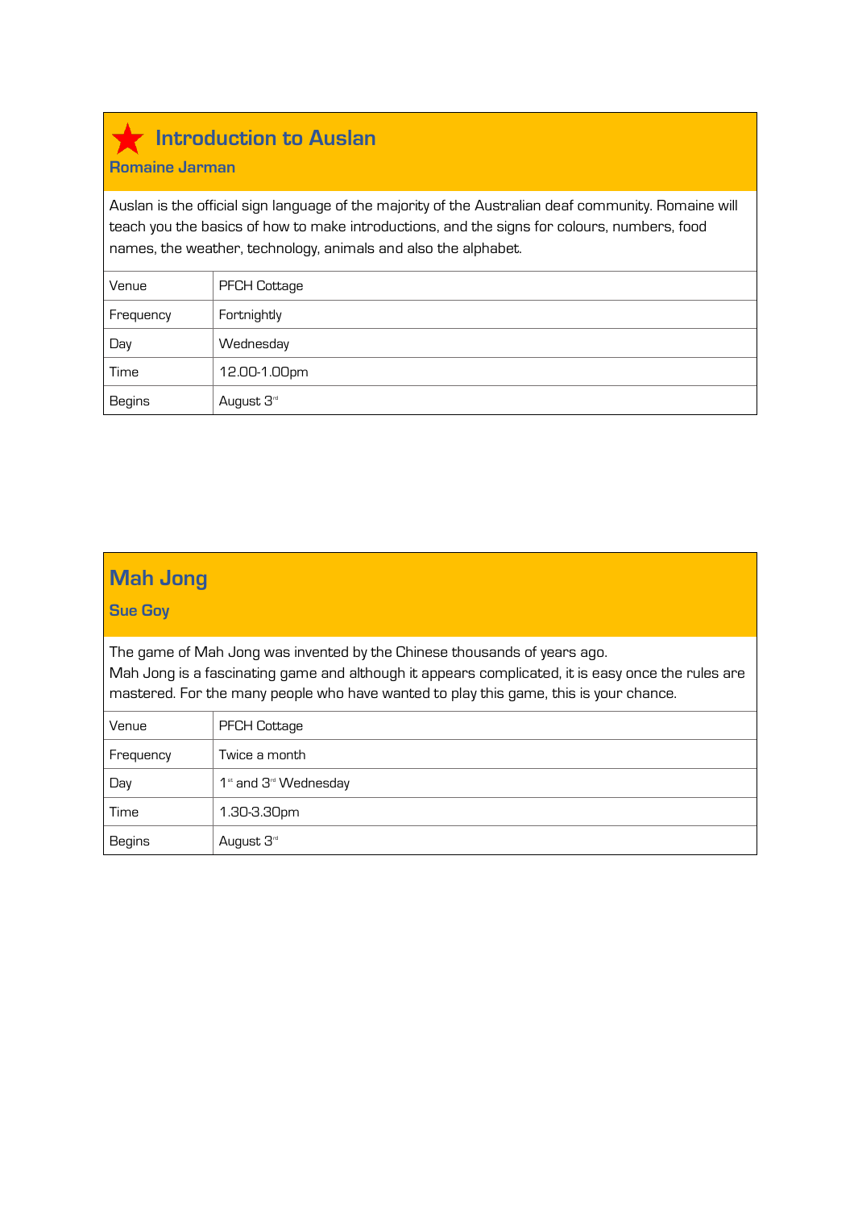## ★ Introduction to Auslan

### Romaine Jarman

Auslan is the official sign language of the majority of the Australian deaf community. Romaine will teach you the basics of how to make introductions, and the signs for colours, numbers, food names, the weather, technology, animals and also the alphabet.

| | |
|---|---|
| Venue | PFCH Cottage |
| Frequency | Fortnightly |
| Day | Wednesday |
| Time | 12.00-1.00pm |
| Begins | August 3rd |

## Mah Jong

### Sue Goy

The game of Mah Jong was invented by the Chinese thousands of years ago.
Mah Jong is a fascinating game and although it appears complicated, it is easy once the rules are mastered. For the many people who have wanted to play this game, this is your chance.

| | |
|---|---|
| Venue | PFCH Cottage |
| Frequency | Twice a month |
| Day | 1st and 3rd Wednesday |
| Time | 1.30-3.30pm |
| Begins | August 3rd |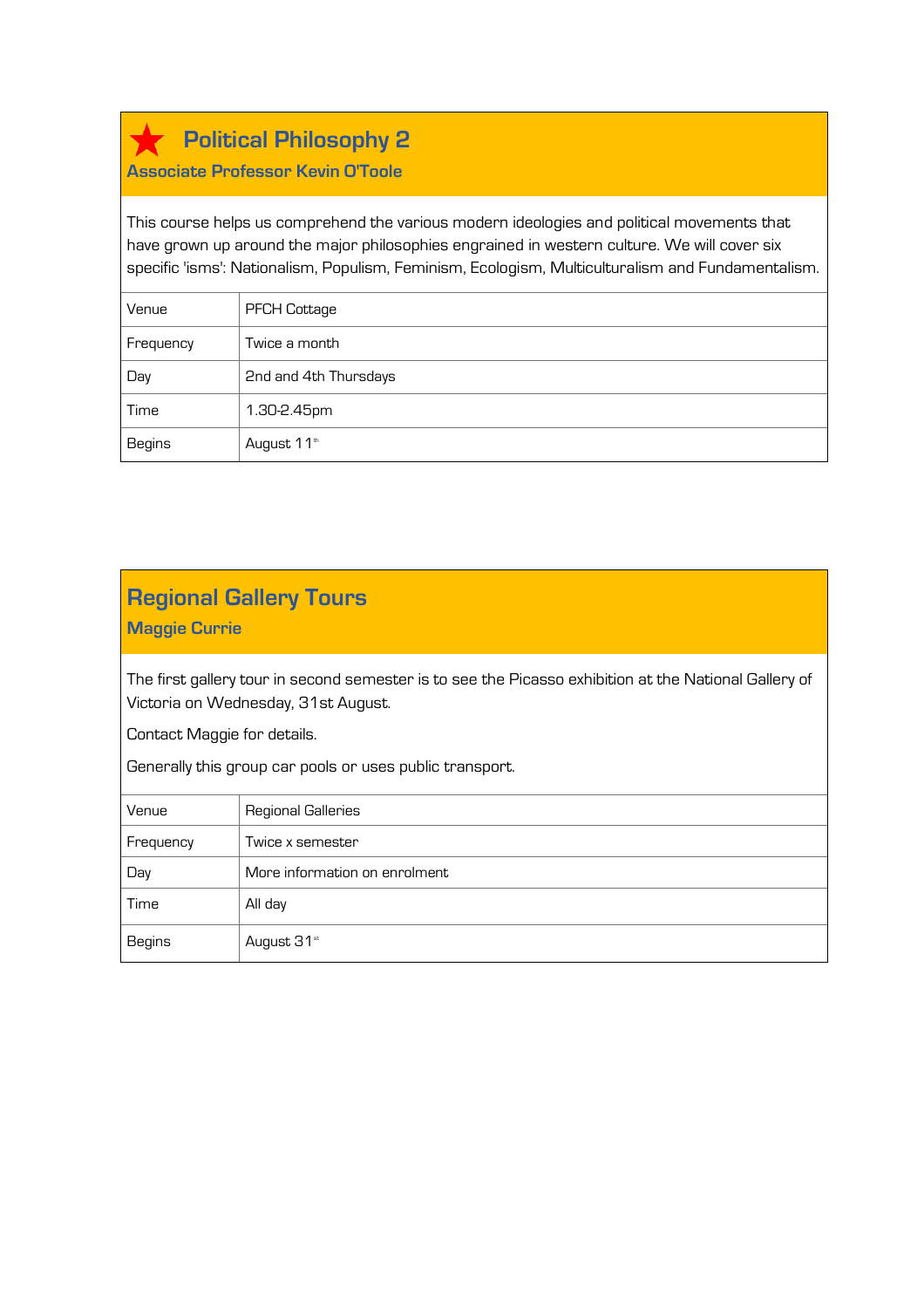## ★ Political Philosophy 2

**Associate Professor Kevin O'Toole**

This course helps us comprehend the various modern ideologies and political movements that have grown up around the major philosophies engrained in western culture. We will cover six specific 'isms': Nationalism, Populism, Feminism, Ecologism, Multiculturalism and Fundamentalism.

| | |
|---|---|
| Venue | PFCH Cottage |
| Frequency | Twice a month |
| Day | 2nd and 4th Thursdays |
| Time | 1.30-2.45pm |
| Begins | August 11th |

## Regional Gallery Tours

**Maggie Currie**

The first gallery tour in second semester is to see the Picasso exhibition at the National Gallery of Victoria on Wednesday, 31st August.

Contact Maggie for details.

Generally this group car pools or uses public transport.

| | |
|---|---|
| Venue | Regional Galleries |
| Frequency | Twice x semester |
| Day | More information on enrolment |
| Time | All day |
| Begins | August 31st |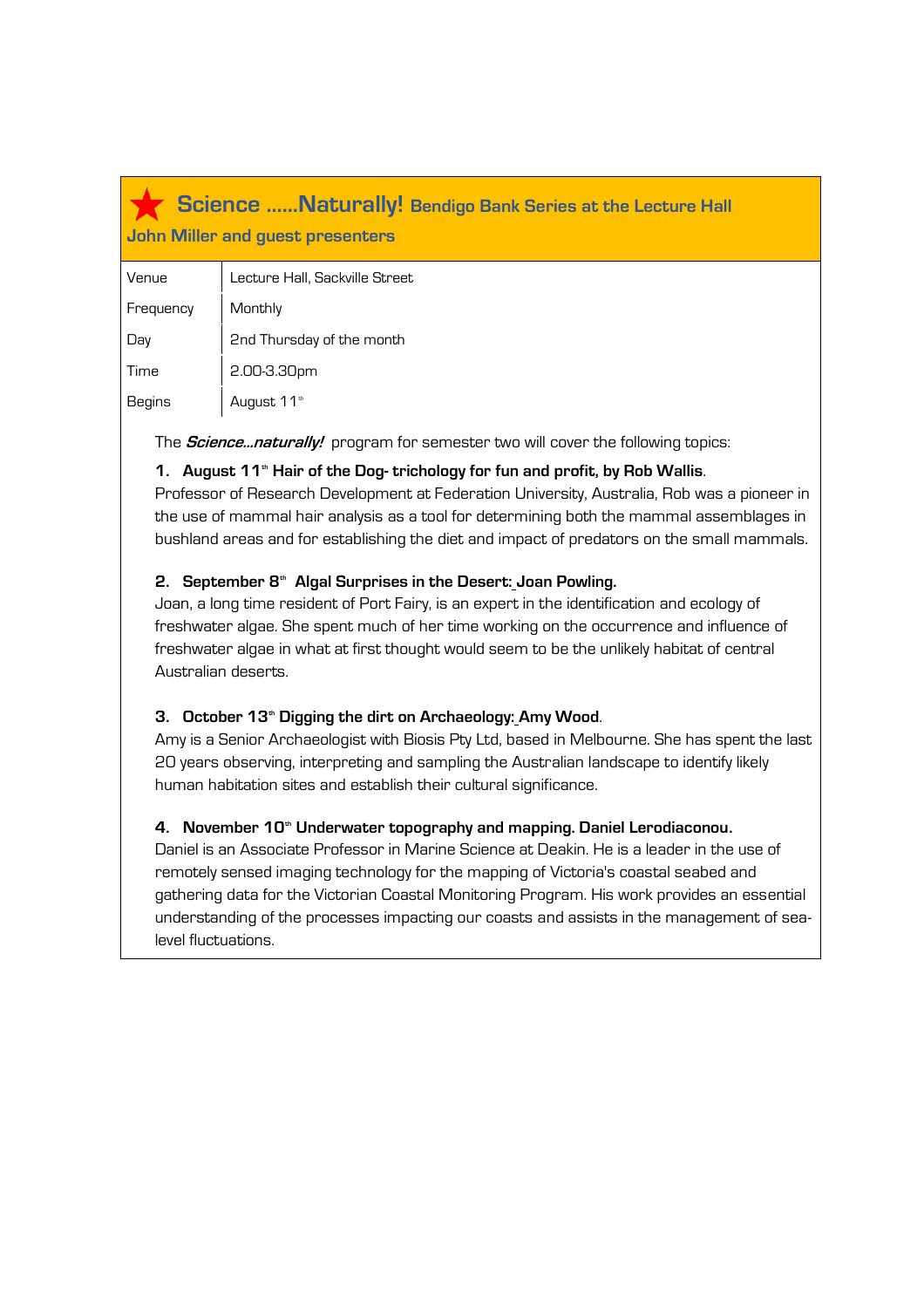## ★ Science ......Naturally! Bendigo Bank Series at the Lecture Hall

**John Miller and guest presenters**

| | |
|---|---|
| Venue | Lecture Hall, Sackville Street |
| Frequency | Monthly |
| Day | 2nd Thursday of the month |
| Time | 2.00-3.30pm |
| Begins | August 11th |

The ***Science...naturally!*** program for semester two will cover the following topics:

1. **August 11th Hair of the Dog- trichology for fun and profit, by Rob Wallis**.
Professor of Research Development at Federation University, Australia, Rob was a pioneer in the use of mammal hair analysis as a tool for determining both the mammal assemblages in bushland areas and for establishing the diet and impact of predators on the small mammals.

2. **September 8th Algal Surprises in the Desert: Joan Powling.**
Joan, a long time resident of Port Fairy, is an expert in the identification and ecology of freshwater algae. She spent much of her time working on the occurrence and influence of freshwater algae in what at first thought would seem to be the unlikely habitat of central Australian deserts.

3. **October 13th Digging the dirt on Archaeology: Amy Wood**.
Amy is a Senior Archaeologist with Biosis Pty Ltd, based in Melbourne. She has spent the last 20 years observing, interpreting and sampling the Australian landscape to identify likely human habitation sites and establish their cultural significance.

4. **November 10th Underwater topography and mapping. Daniel Lerodiaconou.**
Daniel is an Associate Professor in Marine Science at Deakin. He is a leader in the use of remotely sensed imaging technology for the mapping of Victoria's coastal seabed and gathering data for the Victorian Coastal Monitoring Program. His work provides an essential understanding of the processes impacting our coasts and assists in the management of sea-level fluctuations.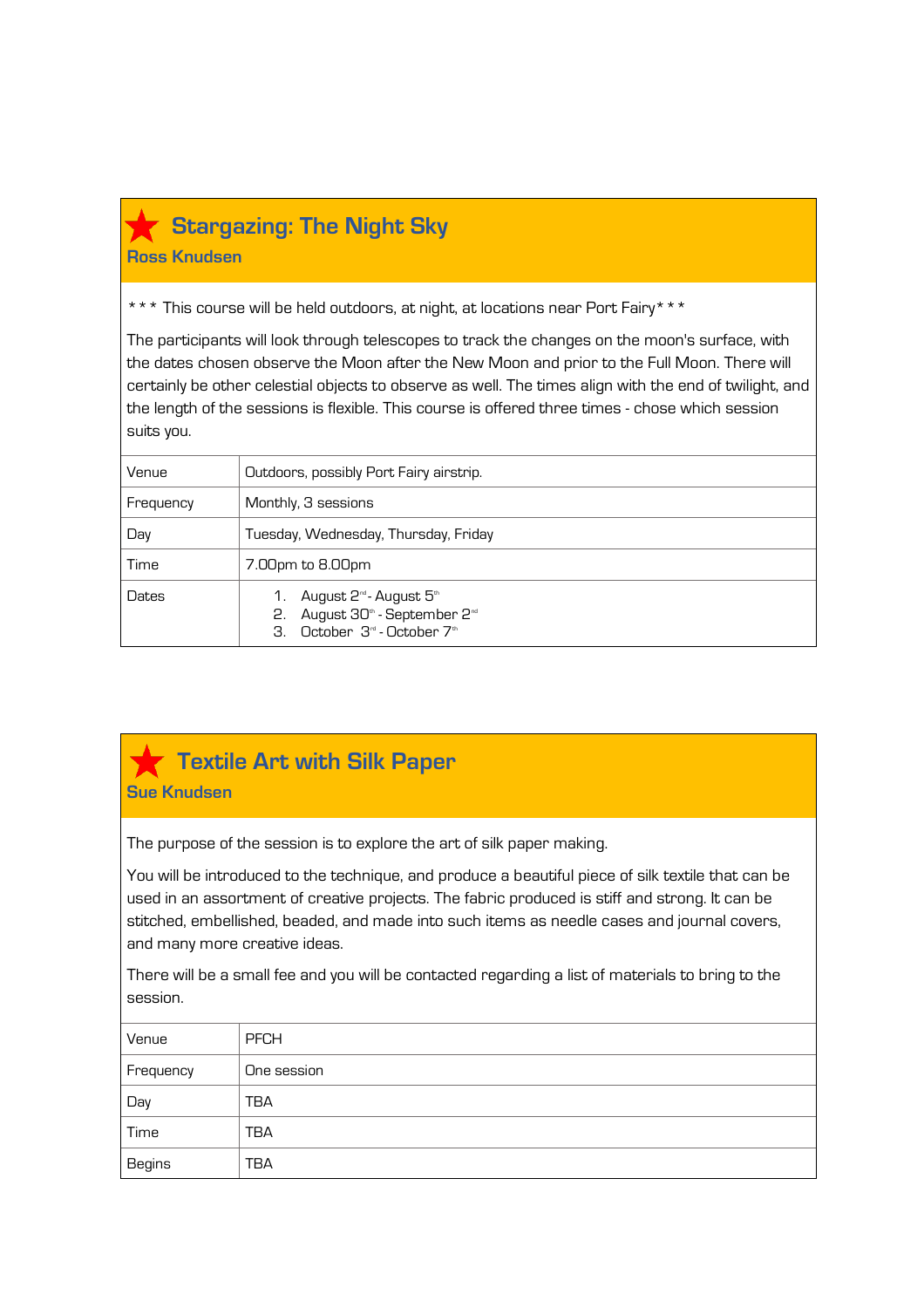## ★ Stargazing: The Night Sky

**Ross Knudsen**

* * * This course will be held outdoors, at night, at locations near Port Fairy* * *

The participants will look through telescopes to track the changes on the moon's surface, with the dates chosen observe the Moon after the New Moon and prior to the Full Moon. There will certainly be other celestial objects to observe as well. The times align with the end of twilight, and the length of the sessions is flexible. This course is offered three times - chose which session suits you.

| | |
|---|---|
| Venue | Outdoors, possibly Port Fairy airstrip. |
| Frequency | Monthly, 3 sessions |
| Day | Tuesday, Wednesday, Thursday, Friday |
| Time | 7.00pm to 8.00pm |
| Dates | 1. August 2nd - August 5th<br>2. August 30th - September 2nd<br>3. October 3rd - October 7th |

## ★ Textile Art with Silk Paper

**Sue Knudsen**

The purpose of the session is to explore the art of silk paper making.

You will be introduced to the technique, and produce a beautiful piece of silk textile that can be used in an assortment of creative projects. The fabric produced is stiff and strong. It can be stitched, embellished, beaded, and made into such items as needle cases and journal covers, and many more creative ideas.

There will be a small fee and you will be contacted regarding a list of materials to bring to the session.

| | |
|---|---|
| Venue | PFCH |
| Frequency | One session |
| Day | TBA |
| Time | TBA |
| Begins | TBA |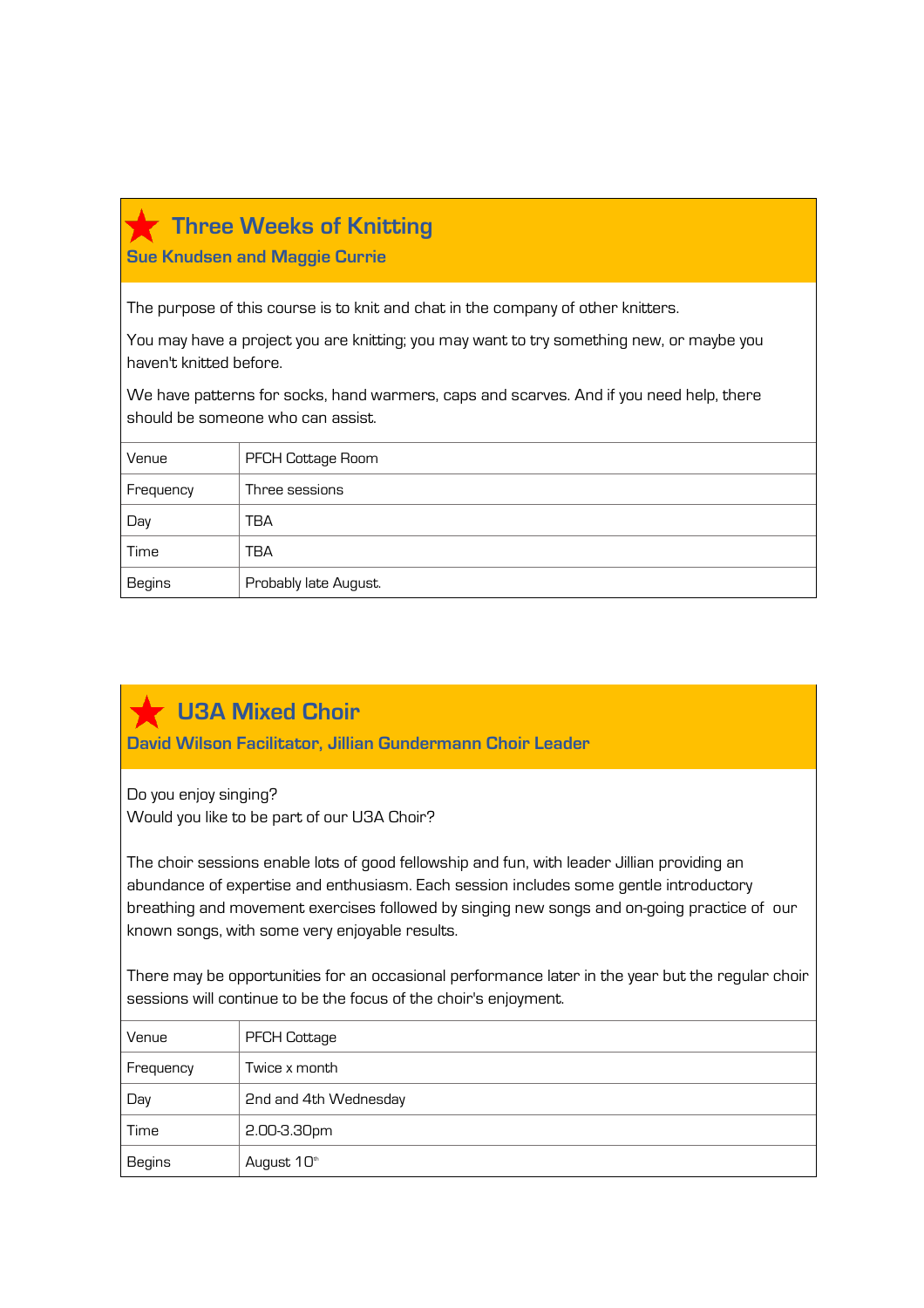## ★ Three Weeks of Knitting

**Sue Knudsen and Maggie Currie**

The purpose of this course is to knit and chat in the company of other knitters.

You may have a project you are knitting; you may want to try something new, or maybe you haven't knitted before.

We have patterns for socks, hand warmers, caps and scarves. And if you need help, there should be someone who can assist.

| | |
|---|---|
| Venue | PFCH Cottage Room |
| Frequency | Three sessions |
| Day | TBA |
| Time | TBA |
| Begins | Probably late August. |

## ★ U3A Mixed Choir

**David Wilson Facilitator, Jillian Gundermann Choir Leader**

Do you enjoy singing?
Would you like to be part of our U3A Choir?

The choir sessions enable lots of good fellowship and fun, with leader Jillian providing an abundance of expertise and enthusiasm. Each session includes some gentle introductory breathing and movement exercises followed by singing new songs and on-going practice of our known songs, with some very enjoyable results.

There may be opportunities for an occasional performance later in the year but the regular choir sessions will continue to be the focus of the choir's enjoyment.

| | |
|---|---|
| Venue | PFCH Cottage |
| Frequency | Twice x month |
| Day | 2nd and 4th Wednesday |
| Time | 2.00-3.30pm |
| Begins | August 10th |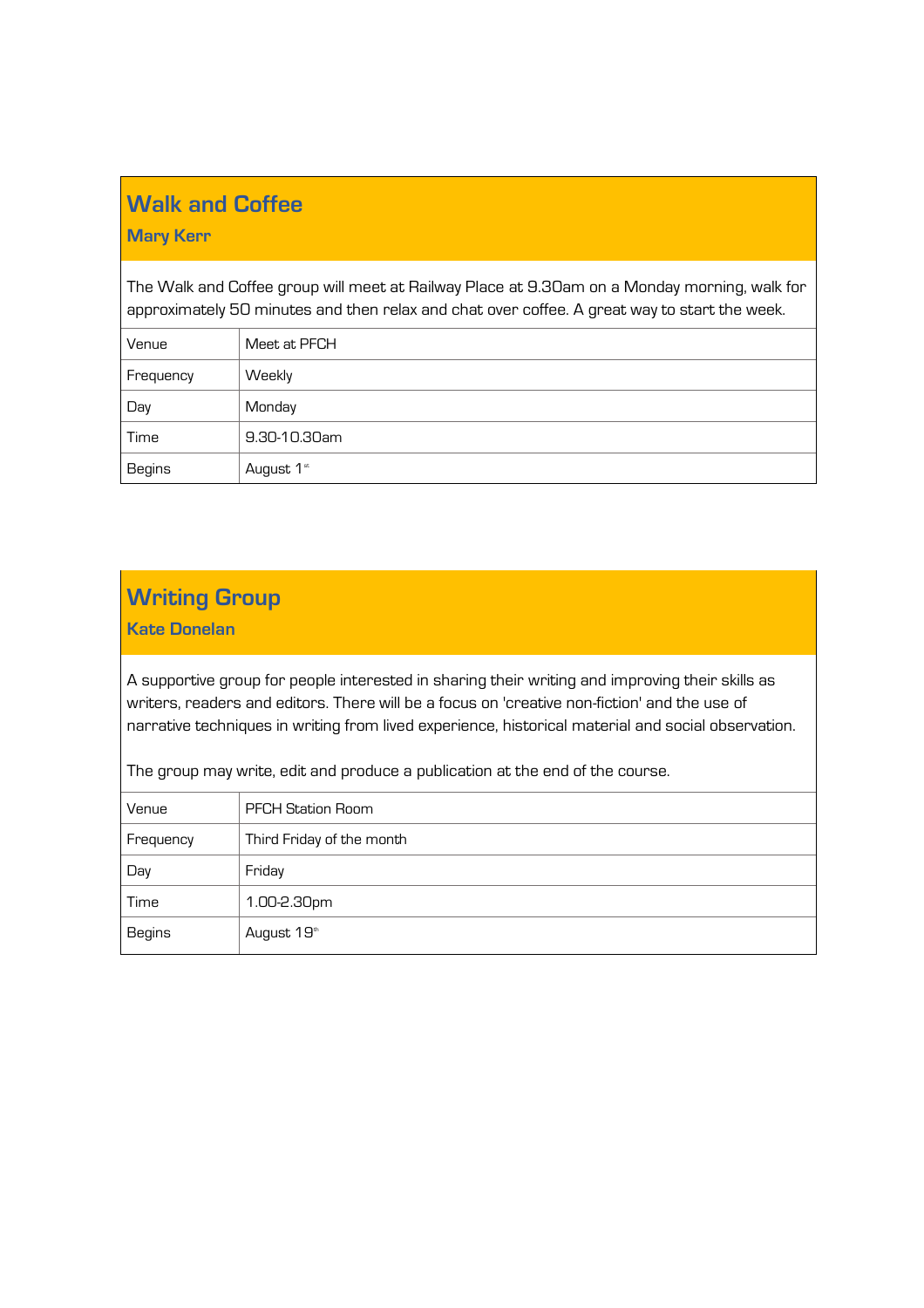## Walk and Coffee

### Mary Kerr

The Walk and Coffee group will meet at Railway Place at 9.30am on a Monday morning, walk for approximately 50 minutes and then relax and chat over coffee. A great way to start the week.

| | |
|---|---|
| Venue | Meet at PFCH |
| Frequency | Weekly |
| Day | Monday |
| Time | 9.30-10.30am |
| Begins | August 1st |

## Writing Group

### Kate Donelan

A supportive group for people interested in sharing their writing and improving their skills as writers, readers and editors. There will be a focus on 'creative non-fiction' and the use of narrative techniques in writing from lived experience, historical material and social observation.

The group may write, edit and produce a publication at the end of the course.

| | |
|---|---|
| Venue | PFCH Station Room |
| Frequency | Third Friday of the month |
| Day | Friday |
| Time | 1.00-2.30pm |
| Begins | August 19th |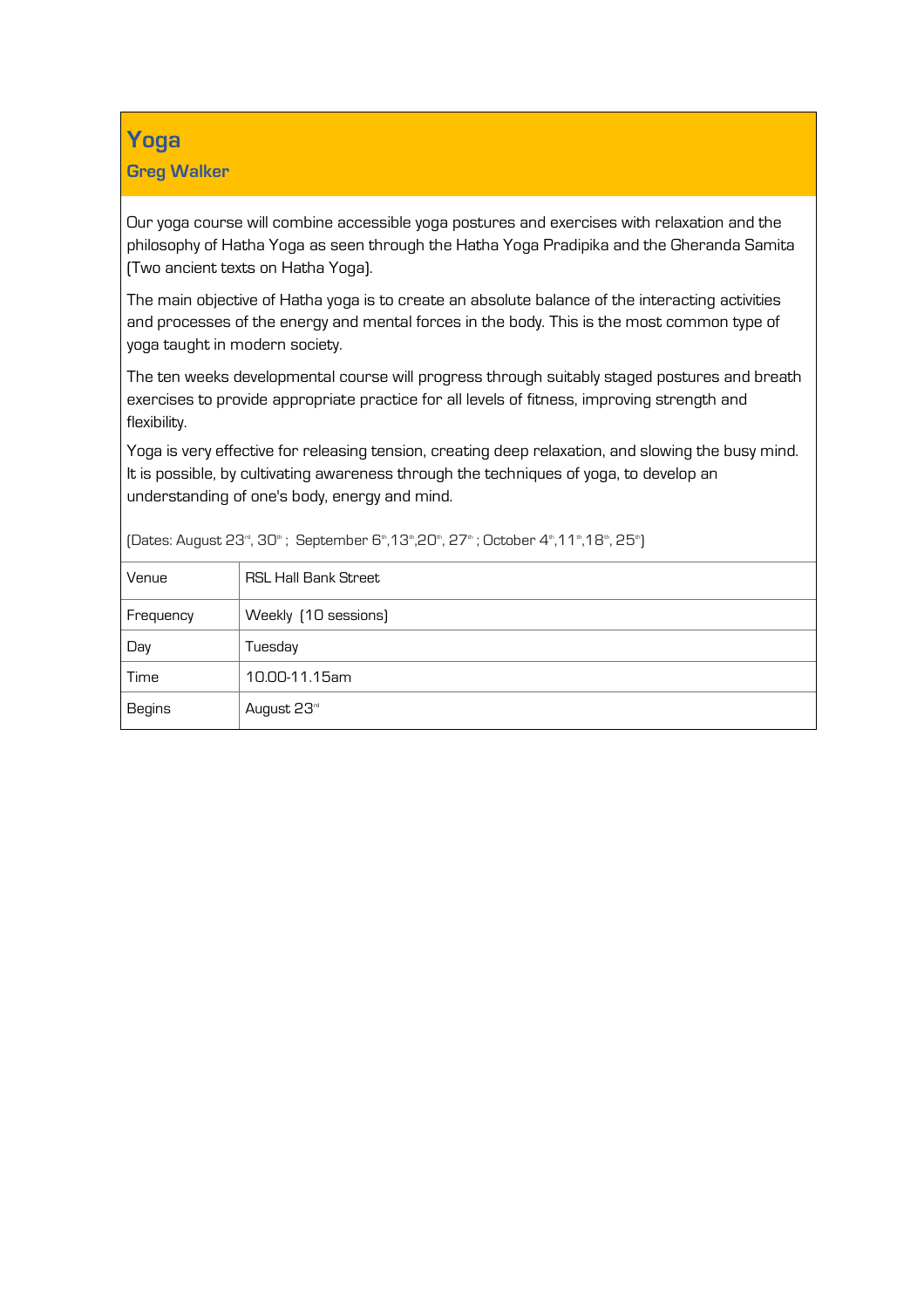# Yoga

## Greg Walker

Our yoga course will combine accessible yoga postures and exercises with relaxation and the philosophy of Hatha Yoga as seen through the Hatha Yoga Pradipika and the Gheranda Samita (Two ancient texts on Hatha Yoga).

The main objective of Hatha yoga is to create an absolute balance of the interacting activities and processes of the energy and mental forces in the body. This is the most common type of yoga taught in modern society.

The ten weeks developmental course will progress through suitably staged postures and breath exercises to provide appropriate practice for all levels of fitness, improving strength and flexibility.

Yoga is very effective for releasing tension, creating deep relaxation, and slowing the busy mind. It is possible, by cultivating awareness through the techniques of yoga, to develop an understanding of one's body, energy and mind.

(Dates: August 23rd, 30th ; September 6th,13th,20th, 27th ; October 4th,11th,18th, 25th)

| | |
|---|---|
| Venue | RSL Hall Bank Street |
| Frequency | Weekly (10 sessions) |
| Day | Tuesday |
| Time | 10.00-11.15am |
| Begins | August 23rd |